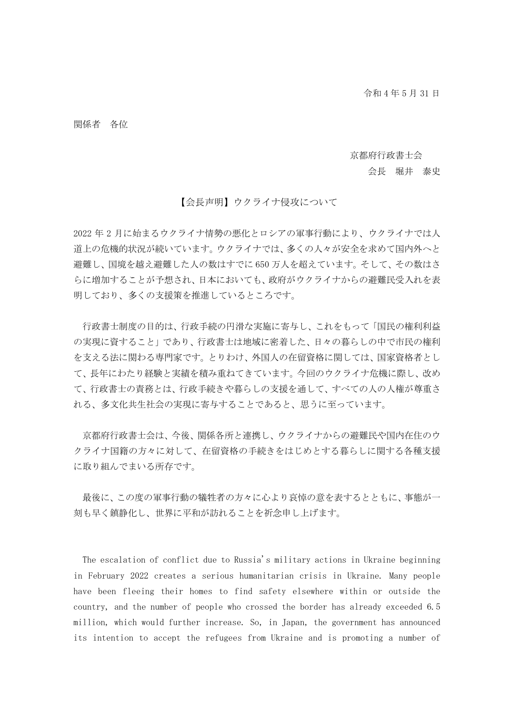令和 4 年 5 月 31 日

関係者　各位

京都府行政書士会
会長　堀井　泰史

## 【会長声明】ウクライナ侵攻について

2022 年 2 月に始まるウクライナ情勢の悪化とロシアの軍事行動により、ウクライナでは人道上の危機的状況が続いています。ウクライナでは、多くの人々が安全を求めて国内外へと避難し、国境を越え避難した人の数はすでに 650 万人を超えています。そして、その数はさらに増加することが予想され、日本においても、政府がウクライナからの避難民受入れを表明しており、多くの支援策を推進しているところです。

行政書士制度の目的は、行政手続の円滑な実施に寄与し、これをもって「国民の権利利益の実現に資すること」であり、行政書士は地域に密着した、日々の暮らしの中で市民の権利を支える法に関わる専門家です。とりわけ、外国人の在留資格に関しては、国家資格者として、長年にわたり経験と実績を積み重ねてきています。今回のウクライナ危機に際し、改めて、行政書士の責務とは、行政手続きや暮らしの支援を通して、すべての人の人権が尊重される、多文化共生社会の実現に寄与することであると、思うに至っています。

京都府行政書士会は、今後、関係各所と連携し、ウクライナからの避難民や国内在住のウクライナ国籍の方々に対して、在留資格の手続きをはじめとする暮らしに関する各種支援に取り組んでまいる所存です。

最後に、この度の軍事行動の犠牲者の方々に心より哀悼の意を表するとともに、事態が一刻も早く鎮静化し、世界に平和が訪れることを祈念申し上げます。

The escalation of conflict due to Russia's military actions in Ukraine beginning in February 2022 creates a serious humanitarian crisis in Ukraine. Many people have been fleeing their homes to find safety elsewhere within or outside the country, and the number of people who crossed the border has already exceeded 6.5 million, which would further increase. So, in Japan, the government has announced its intention to accept the refugees from Ukraine and is promoting a number of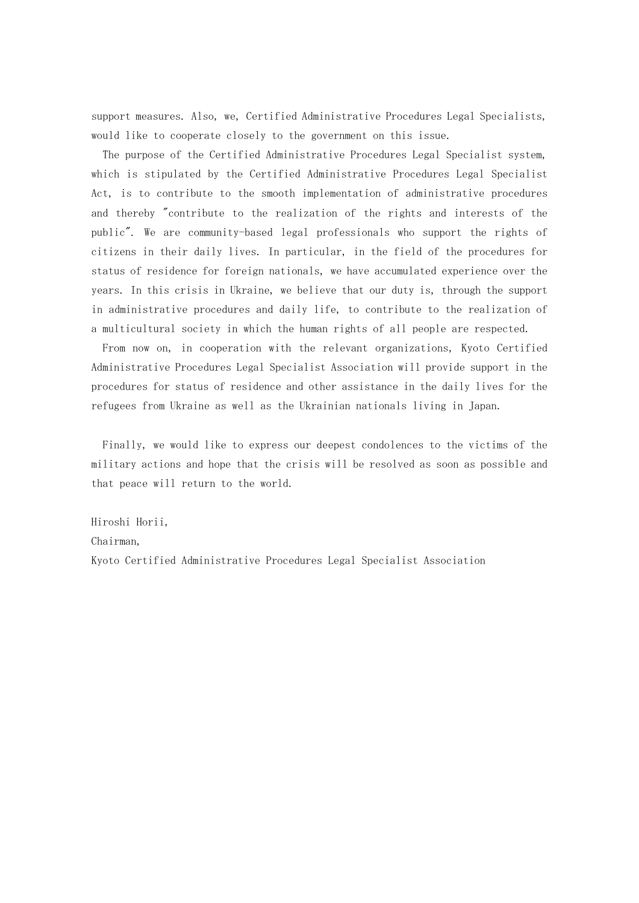support measures. Also, we, Certified Administrative Procedures Legal Specialists, would like to cooperate closely to the government on this issue.

The purpose of the Certified Administrative Procedures Legal Specialist system, which is stipulated by the Certified Administrative Procedures Legal Specialist Act, is to contribute to the smooth implementation of administrative procedures and thereby "contribute to the realization of the rights and interests of the public". We are community-based legal professionals who support the rights of citizens in their daily lives. In particular, in the field of the procedures for status of residence for foreign nationals, we have accumulated experience over the years. In this crisis in Ukraine, we believe that our duty is, through the support in administrative procedures and daily life, to contribute to the realization of a multicultural society in which the human rights of all people are respected.

From now on, in cooperation with the relevant organizations, Kyoto Certified Administrative Procedures Legal Specialist Association will provide support in the procedures for status of residence and other assistance in the daily lives for the refugees from Ukraine as well as the Ukrainian nationals living in Japan.

Finally, we would like to express our deepest condolences to the victims of the military actions and hope that the crisis will be resolved as soon as possible and that peace will return to the world.

Hiroshi Horii,  
Chairman,  
Kyoto Certified Administrative Procedures Legal Specialist Association